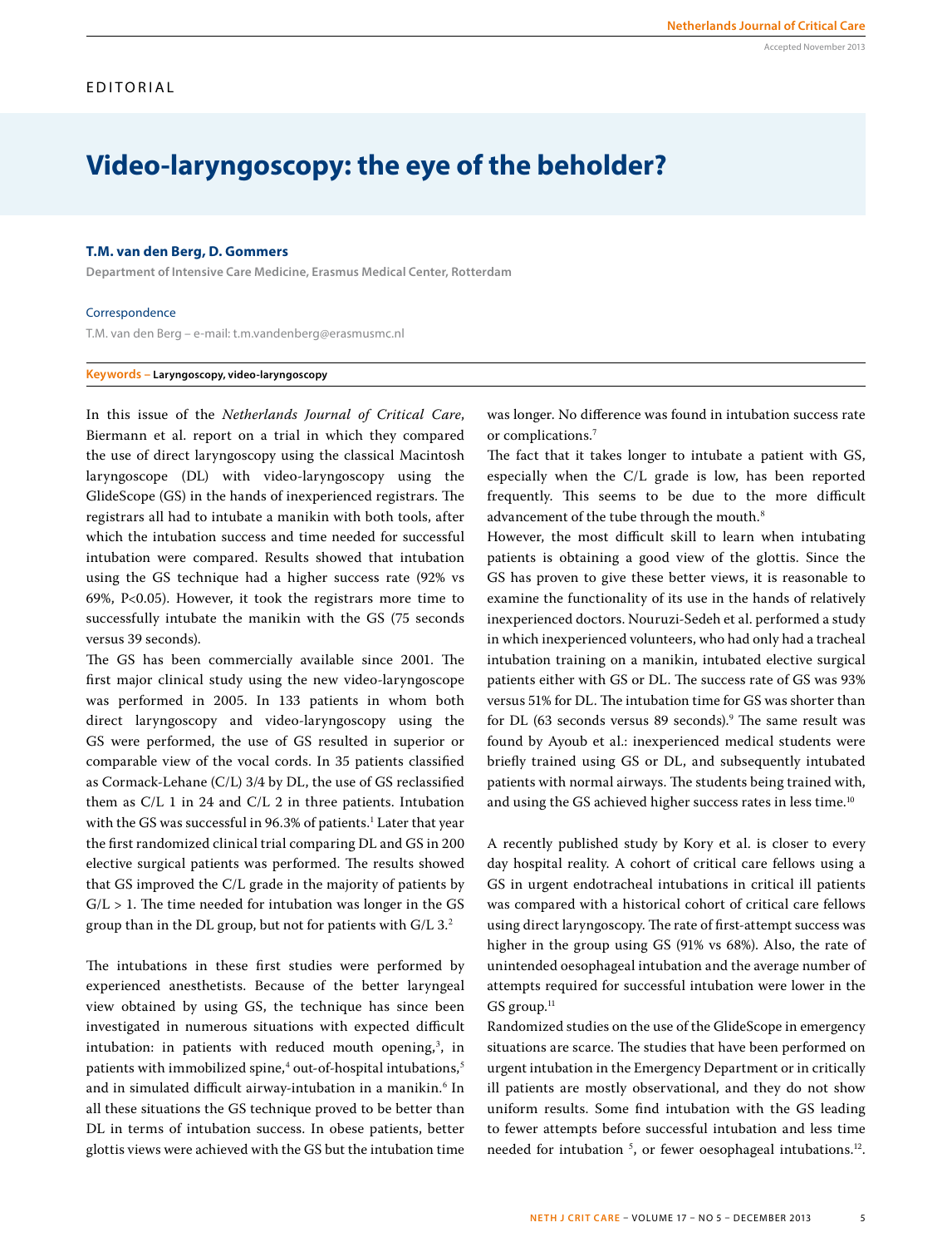EDITORIAL

# Video-laryngoscopy: the eye of the beholder?

**T.M. van den Berg, D. Gommers**

**Department of Intensive Care Medicine, Erasmus Medical Center, Rotterdam**

Correspondence

T.M. van den Berg – e-mail: t.m.vandenberg@erasmusmc.nl

**Keywords – Laryngoscopy, video-laryngoscopy**

In this issue of the *Netherlands Journal of Critical Care*, Biermann et al. report on a trial in which they compared the use of direct laryngoscopy using the classical Macintosh laryngoscope (DL) with video-laryngoscopy using the GlideScope (GS) in the hands of inexperienced registrars. The registrars all had to intubate a manikin with both tools, after which the intubation success and time needed for successful intubation were compared. Results showed that intubation using the GS technique had a higher success rate (92% vs 69%, $P<0.05$). However, it took the registrars more time to successfully intubate the manikin with the GS (75 seconds versus 39 seconds).

The GS has been commercially available since 2001. The first major clinical study using the new video-laryngoscope was performed in 2005. In 133 patients in whom both direct laryngoscopy and video-laryngoscopy using the GS were performed, the use of GS resulted in superior or comparable view of the vocal cords. In 35 patients classified as Cormack-Lehane (C/L) 3/4 by DL, the use of GS reclassified them as C/L 1 in 24 and C/L 2 in three patients. Intubation with the GS was successful in 96.3% of patients.[1] Later that year the first randomized clinical trial comparing DL and GS in 200 elective surgical patients was performed. The results showed that GS improved the C/L grade in the majority of patients by G/L > 1. The time needed for intubation was longer in the GS group than in the DL group, but not for patients with G/L 3.[2]

The intubations in these first studies were performed by experienced anesthetists. Because of the better laryngeal view obtained by using GS, the technique has since been investigated in numerous situations with expected difficult intubation: in patients with reduced mouth opening,[3], in patients with immobilized spine,[4] out-of-hospital intubations,[5] and in simulated difficult airway-intubation in a manikin.[6] In all these situations the GS technique proved to be better than DL in terms of intubation success. In obese patients, better glottis views were achieved with the GS but the intubation time was longer. No difference was found in intubation success rate or complications.[7]

The fact that it takes longer to intubate a patient with GS, especially when the C/L grade is low, has been reported frequently. This seems to be due to the more difficult advancement of the tube through the mouth.[8]

However, the most difficult skill to learn when intubating patients is obtaining a good view of the glottis. Since the GS has proven to give these better views, it is reasonable to examine the functionality of its use in the hands of relatively inexperienced doctors. Nouruzi-Sedeh et al. performed a study in which inexperienced volunteers, who had only had a tracheal intubation training on a manikin, intubated elective surgical patients either with GS or DL. The success rate of GS was 93% versus 51% for DL. The intubation time for GS was shorter than for DL (63 seconds versus 89 seconds).[9] The same result was found by Ayoub et al.: inexperienced medical students were briefly trained using GS or DL, and subsequently intubated patients with normal airways. The students being trained with, and using the GS achieved higher success rates in less time.[10]

A recently published study by Kory et al. is closer to every day hospital reality. A cohort of critical care fellows using a GS in urgent endotracheal intubations in critical ill patients was compared with a historical cohort of critical care fellows using direct laryngoscopy. The rate of first-attempt success was higher in the group using GS (91% vs 68%). Also, the rate of unintended oesophageal intubation and the average number of attempts required for successful intubation were lower in the GS group.[11]

Randomized studies on the use of the GlideScope in emergency situations are scarce. The studies that have been performed on urgent intubation in the Emergency Department or in critically ill patients are mostly observational, and they do not show uniform results. Some find intubation with the GS leading to fewer attempts before successful intubation and less time needed for intubation [5], or fewer oesophageal intubations.[12].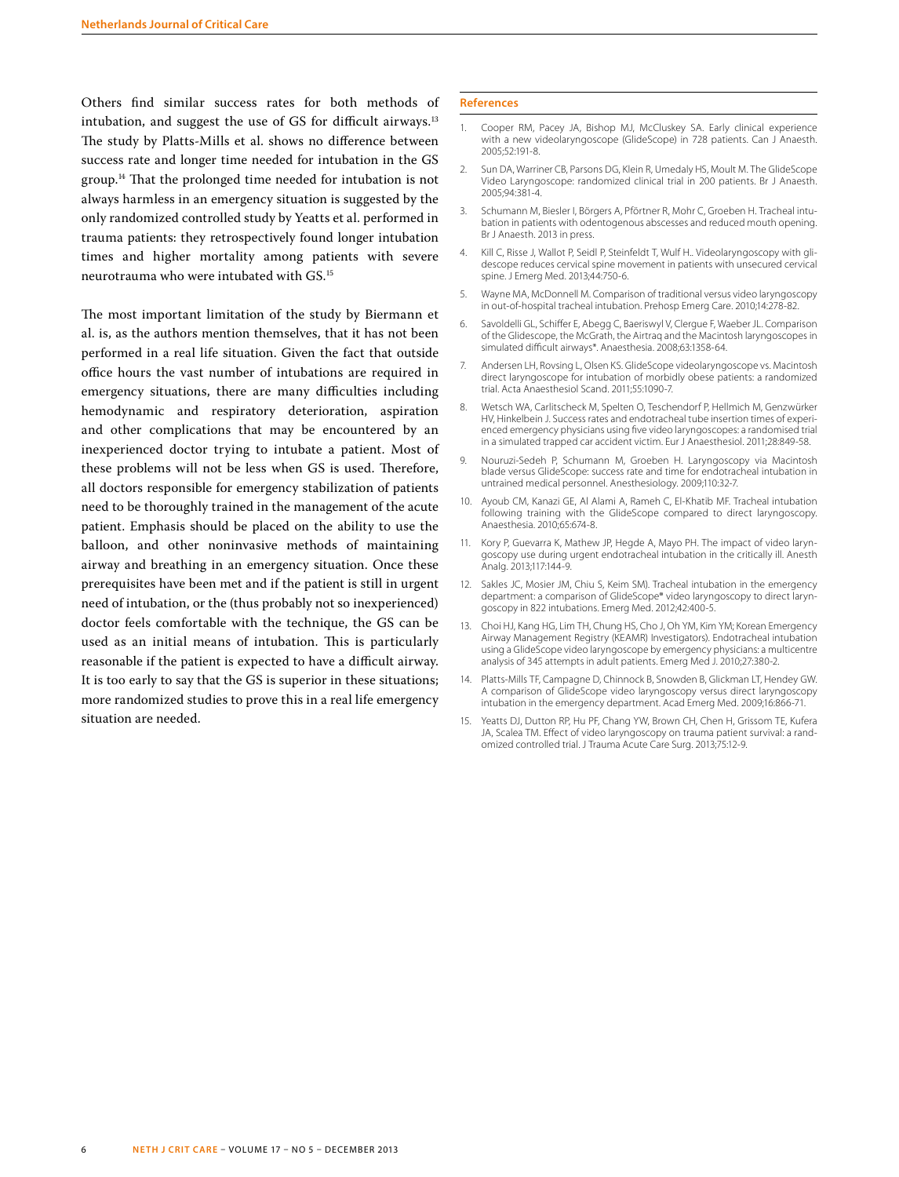Others find similar success rates for both methods of intubation, and suggest the use of GS for difficult airways.[13] The study by Platts-Mills et al. shows no difference between success rate and longer time needed for intubation in the GS group.[14] That the prolonged time needed for intubation is not always harmless in an emergency situation is suggested by the only randomized controlled study by Yeatts et al. performed in trauma patients: they retrospectively found longer intubation times and higher mortality among patients with severe neurotrauma who were intubated with GS.[15]

The most important limitation of the study by Biermann et al. is, as the authors mention themselves, that it has not been performed in a real life situation. Given the fact that outside office hours the vast number of intubations are required in emergency situations, there are many difficulties including hemodynamic and respiratory deterioration, aspiration and other complications that may be encountered by an inexperienced doctor trying to intubate a patient. Most of these problems will not be less when GS is used. Therefore, all doctors responsible for emergency stabilization of patients need to be thoroughly trained in the management of the acute patient. Emphasis should be placed on the ability to use the balloon, and other noninvasive methods of maintaining airway and breathing in an emergency situation. Once these prerequisites have been met and if the patient is still in urgent need of intubation, or the (thus probably not so inexperienced) doctor feels comfortable with the technique, the GS can be used as an initial means of intubation. This is particularly reasonable if the patient is expected to have a difficult airway. It is too early to say that the GS is superior in these situations; more randomized studies to prove this in a real life emergency situation are needed.

## References

1. Cooper RM, Pacey JA, Bishop MJ, McCluskey SA. Early clinical experience with a new videolaryngoscope (GlideScope) in 728 patients. Can J Anaesth. 2005;52:191-8.
2. Sun DA, Warriner CB, Parsons DG, Klein R, Umedaly HS, Moult M. The GlideScope Video Laryngoscope: randomized clinical trial in 200 patients. Br J Anaesth. 2005;94:381-4.
3. Schumann M, Biesler I, Börgers A, Pförtner R, Mohr C, Groeben H. Tracheal intubation in patients with odentogenous abscesses and reduced mouth opening. Br J Anaesth. 2013 in press.
4. Kill C, Risse J, Wallot P, Seidl P, Steinfeldt T, Wulf H.. Videolaryngoscopy with glidescope reduces cervical spine movement in patients with unsecured cervical spine. J Emerg Med. 2013;44:750-6.
5. Wayne MA, McDonnell M. Comparison of traditional versus video laryngoscopy in out-of-hospital tracheal intubation. Prehosp Emerg Care. 2010;14:278-82.
6. Savoldelli GL, Schiffer E, Abegg C, Baeriswyl V, Clergue F, Waeber JL. Comparison of the Glidescope, the McGrath, the Airtraq and the Macintosh laryngoscopes in simulated difficult airways*. Anaesthesia. 2008;63:1358-64.
7. Andersen LH, Rovsing L, Olsen KS. GlideScope videolaryngoscope vs. Macintosh direct laryngoscope for intubation of morbidly obese patients: a randomized trial. Acta Anaesthesiol Scand. 2011;55:1090-7.
8. Wetsch WA, Carlitscheck M, Spelten O, Teschendorf P, Hellmich M, Genzwürker HV, Hinkelbein J. Success rates and endotracheal tube insertion times of experienced emergency physicians using five video laryngoscopes: a randomised trial in a simulated trapped car accident victim. Eur J Anaesthesiol. 2011;28:849-58.
9. Nouruzi-Sedeh P, Schumann M, Groeben H. Laryngoscopy via Macintosh blade versus GlideScope: success rate and time for endotracheal intubation in untrained medical personnel. Anesthesiology. 2009;110:32-7.
10. Ayoub CM, Kanazi GE, Al Alami A, Rameh C, El-Khatib MF. Tracheal intubation following training with the GlideScope compared to direct laryngoscopy. Anaesthesia. 2010;65:674-8.
11. Kory P, Guevarra K, Mathew JP, Hegde A, Mayo PH. The impact of video laryngoscopy use during urgent endotracheal intubation in the critically ill. Anesth Analg. 2013;117:144-9.
12. Sakles JC, Mosier JM, Chiu S, Keim SM). Tracheal intubation in the emergency department: a comparison of GlideScope® video laryngoscopy to direct laryngoscopy in 822 intubations. Emerg Med. 2012;42:400-5.
13. Choi HJ, Kang HG, Lim TH, Chung HS, Cho J, Oh YM, Kim YM; Korean Emergency Airway Management Registry (KEAMR) Investigators). Endotracheal intubation using a GlideScope video laryngoscope by emergency physicians: a multicentre analysis of 345 attempts in adult patients. Emerg Med J. 2010;27:380-2.
14. Platts-Mills TF, Campagne D, Chinnock B, Snowden B, Glickman LT, Hendey GW. A comparison of GlideScope video laryngoscopy versus direct laryngoscopy intubation in the emergency department. Acad Emerg Med. 2009;16:866-71.
15. Yeatts DJ, Dutton RP, Hu PF, Chang YW, Brown CH, Chen H, Grissom TE, Kufera JA, Scalea TM. Effect of video laryngoscopy on trauma patient survival: a randomized controlled trial. J Trauma Acute Care Surg. 2013;75:12-9.